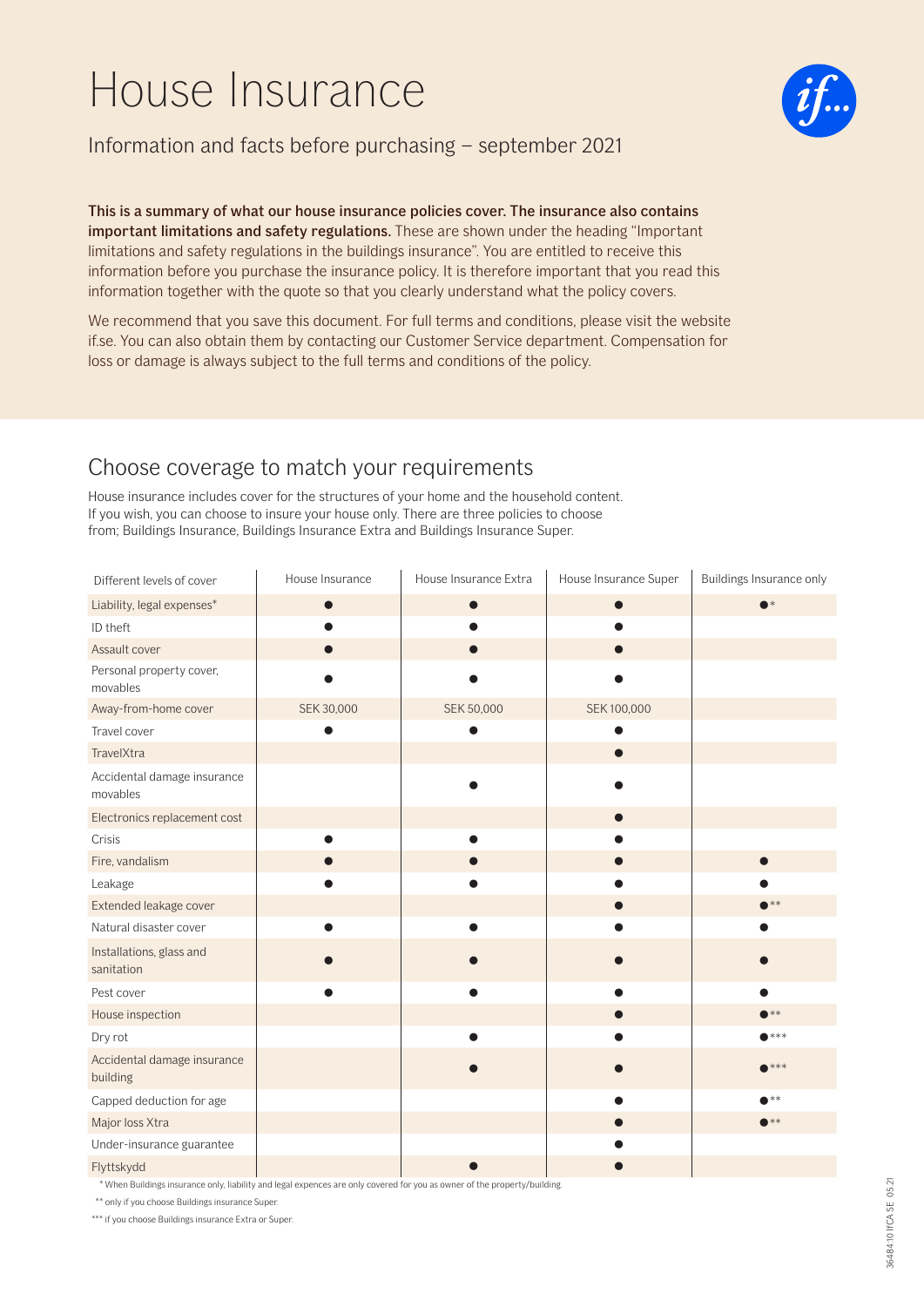# House Insurance

Information and facts before purchasing – september 2021

**This is a summary of what our house insurance policies cover. The insurance also contains important limitations and safety regulations.** These are shown under the heading "Important limitations and safety regulations in the buildings insurance". You are entitled to receive this information before you purchase the insurance policy. It is therefore important that you read this information together with the quote so that you clearly understand what the policy covers.

We recommend that you save this document. For full terms and conditions, please visit the website if.se. You can also obtain them by contacting our Customer Service department. Compensation for loss or damage is always subject to the full terms and conditions of the policy.

## Choose coverage to match your requirements

House insurance includes cover for the structures of your home and the household content. If you wish, you can choose to insure your house only. There are three policies to choose from; Buildings Insurance, Buildings Insurance Extra and Buildings Insurance Super.

| Different levels of cover | House Insurance | House Insurance Extra | House Insurance Super | Buildings Insurance only |
|---|---|---|---|---|
| Liability, legal expenses* | ● | ● | ● | ●* |
| ID theft | ● | ● | ● | |
| Assault cover | ● | ● | ● | |
| Personal property cover, movables | ● | ● | ● | |
| Away-from-home cover | SEK 30,000 | SEK 50,000 | SEK 100,000 | |
| Travel cover | ● | ● | ● | |
| TravelXtra | | | ● | |
| Accidental damage insurance movables | | ● | ● | |
| Electronics replacement cost | | | ● | |
| Crisis | ● | ● | ● | |
| Fire, vandalism | ● | ● | ● | ● |
| Leakage | ● | ● | ● | ● |
| Extended leakage cover | | | ● | ●** |
| Natural disaster cover | ● | ● | ● | ● |
| Installations, glass and sanitation | ● | ● | ● | ● |
| Pest cover | ● | ● | ● | ● |
| House inspection | | | ● | ●** |
| Dry rot | | ● | ● | ●*** |
| Accidental damage insurance building | | ● | ● | ●*** |
| Capped deduction for age | | | ● | ●** |
| Major loss Xtra | | | ● | ●** |
| Under-insurance guarantee | | | ● | |
| Flyttskydd | | ● | ● | |

* When Buildings insurance only, liability and legal expences are only covered for you as owner of the property/building.

** only if you choose Buildings insurance Super.

*** if you choose Buildings insurance Extra or Super.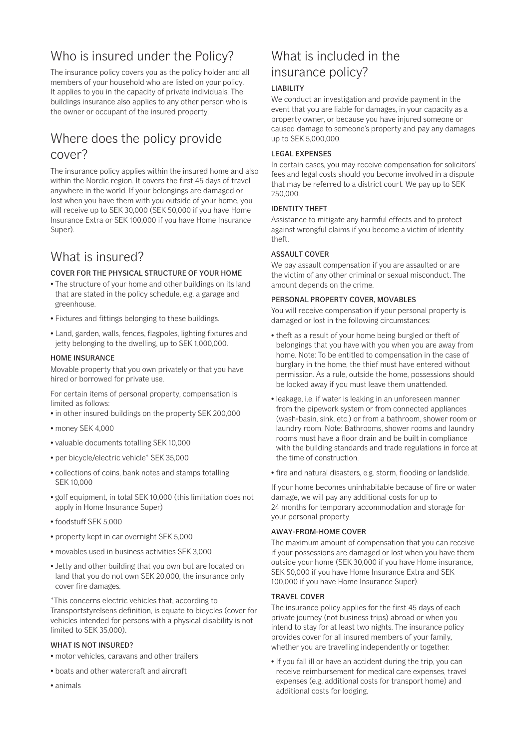## Who is insured under the Policy?

The insurance policy covers you as the policy holder and all members of your household who are listed on your policy. It applies to you in the capacity of private individuals. The buildings insurance also applies to any other person who is the owner or occupant of the insured property.

## Where does the policy provide cover?

The insurance policy applies within the insured home and also within the Nordic region. It covers the first 45 days of travel anywhere in the world. If your belongings are damaged or lost when you have them with you outside of your home, you will receive up to SEK 30,000 (SEK 50,000 if you have Home Insurance Extra or SEK 100,000 if you have Home Insurance Super).

## What is insured?

### COVER FOR THE PHYSICAL STRUCTURE OF YOUR HOME

- The structure of your home and other buildings on its land that are stated in the policy schedule, e.g. a garage and greenhouse.
- Fixtures and fittings belonging to these buildings.
- Land, garden, walls, fences, flagpoles, lighting fixtures and jetty belonging to the dwelling, up to SEK 1,000,000.

### HOME INSURANCE

Movable property that you own privately or that you have hired or borrowed for private use.

For certain items of personal property, compensation is limited as follows:

- in other insured buildings on the property SEK 200,000
- money SEK 4,000
- valuable documents totalling SEK 10,000
- per bicycle/electric vehicle* SEK 35,000
- collections of coins, bank notes and stamps totalling SEK 10,000
- golf equipment, in total SEK 10,000 (this limitation does not apply in Home Insurance Super)
- foodstuff SEK 5,000
- property kept in car overnight SEK 5,000
- movables used in business activities SEK 3,000
- Jetty and other building that you own but are located on land that you do not own SEK 20,000, the insurance only cover fire damages.

*This concerns electric vehicles that, according to Transportstyrelsens definition, is equate to bicycles (cover for vehicles intended for persons with a physical disability is not limited to SEK 35,000).

### WHAT IS NOT INSURED?

- motor vehicles, caravans and other trailers
- boats and other watercraft and aircraft
- animals

## What is included in the insurance policy?

### LIABILITY

We conduct an investigation and provide payment in the event that you are liable for damages, in your capacity as a property owner, or because you have injured someone or caused damage to someone's property and pay any damages up to SEK 5,000,000.

### LEGAL EXPENSES

In certain cases, you may receive compensation for solicitors' fees and legal costs should you become involved in a dispute that may be referred to a district court. We pay up to SEK 250,000.

### IDENTITY THEFT

Assistance to mitigate any harmful effects and to protect against wrongful claims if you become a victim of identity theft.

### ASSAULT COVER

We pay assault compensation if you are assaulted or are the victim of any other criminal or sexual misconduct. The amount depends on the crime.

### PERSONAL PROPERTY COVER, MOVABLES

You will receive compensation if your personal property is damaged or lost in the following circumstances:

- theft as a result of your home being burgled or theft of belongings that you have with you when you are away from home. Note: To be entitled to compensation in the case of burglary in the home, the thief must have entered without permission. As a rule, outside the home, possessions should be locked away if you must leave them unattended.
- leakage, i.e. if water is leaking in an unforeseen manner from the pipework system or from connected appliances (wash-basin, sink, etc.) or from a bathroom, shower room or laundry room. Note: Bathrooms, shower rooms and laundry rooms must have a floor drain and be built in compliance with the building standards and trade regulations in force at the time of construction.
- fire and natural disasters, e.g. storm, flooding or landslide.

If your home becomes uninhabitable because of fire or water damage, we will pay any additional costs for up to 24 months for temporary accommodation and storage for your personal property.

### AWAY-FROM-HOME COVER

The maximum amount of compensation that you can receive if your possessions are damaged or lost when you have them outside your home (SEK 30,000 if you have Home insurance, SEK 50,000 if you have Home Insurance Extra and SEK 100,000 if you have Home Insurance Super).

### TRAVEL COVER

The insurance policy applies for the first 45 days of each private journey (not business trips) abroad or when you intend to stay for at least two nights. The insurance policy provides cover for all insured members of your family, whether you are travelling independently or together.

- If you fall ill or have an accident during the trip, you can receive reimbursement for medical care expenses, travel expenses (e.g. additional costs for transport home) and additional costs for lodging.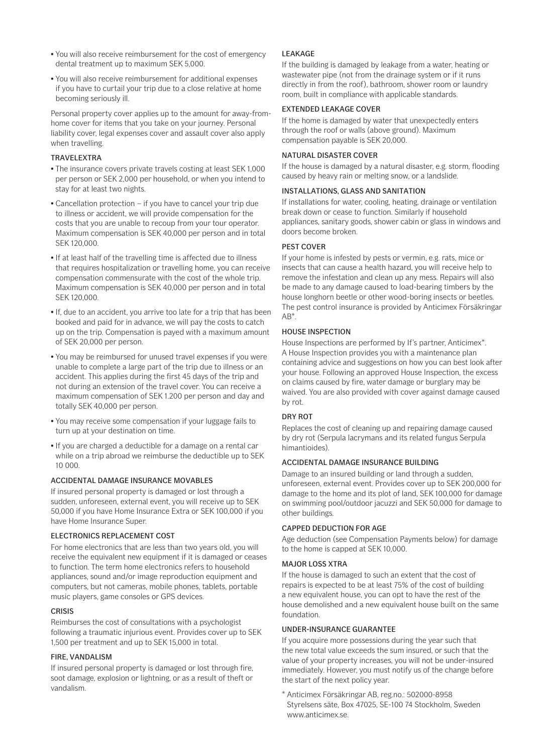- You will also receive reimbursement for the cost of emergency dental treatment up to maximum SEK 5,000.
- You will also receive reimbursement for additional expenses if you have to curtail your trip due to a close relative at home becoming seriously ill.

Personal property cover applies up to the amount for away-from-home cover for items that you take on your journey. Personal liability cover, legal expenses cover and assault cover also apply when travelling.

### TRAVELEXTRA

- The insurance covers private travels costing at least SEK 1,000 per person or SEK 2,000 per household, or when you intend to stay for at least two nights.
- Cancellation protection – if you have to cancel your trip due to illness or accident, we will provide compensation for the costs that you are unable to recoup from your tour operator. Maximum compensation is SEK 40,000 per person and in total SEK 120,000.
- If at least half of the travelling time is affected due to illness that requires hospitalization or travelling home, you can receive compensation commensurate with the cost of the whole trip. Maximum compensation is SEK 40,000 per person and in total SEK 120,000.
- If, due to an accident, you arrive too late for a trip that has been booked and paid for in advance, we will pay the costs to catch up on the trip. Compensation is payed with a maximum amount of SEK 20,000 per person.
- You may be reimbursed for unused travel expenses if you were unable to complete a large part of the trip due to illness or an accident. This applies during the first 45 days of the trip and not during an extension of the travel cover. You can receive a maximum compensation of SEK 1.200 per person and day and totally SEK 40,000 per person.
- You may receive some compensation if your luggage fails to turn up at your destination on time.
- If you are charged a deductible for a damage on a rental car while on a trip abroad we reimburse the deductible up to SEK 10 000.

### ACCIDENTAL DAMAGE INSURANCE MOVABLES

If insured personal property is damaged or lost through a sudden, unforeseen, external event, you will receive up to SEK 50,000 if you have Home Insurance Extra or SEK 100,000 if you have Home Insurance Super.

### ELECTRONICS REPLACEMENT COST

For home electronics that are less than two years old, you will receive the equivalent new equipment if it is damaged or ceases to function. The term home electronics refers to household appliances, sound and/or image reproduction equipment and computers, but not cameras, mobile phones, tablets, portable music players, game consoles or GPS devices.

### CRISIS

Reimburses the cost of consultations with a psychologist following a traumatic injurious event. Provides cover up to SEK 1,500 per treatment and up to SEK 15,000 in total.

### FIRE, VANDALISM

If insured personal property is damaged or lost through fire, soot damage, explosion or lightning, or as a result of theft or vandalism.

### LEAKAGE

If the building is damaged by leakage from a water, heating or wastewater pipe (not from the drainage system or if it runs directly in from the roof), bathroom, shower room or laundry room, built in compliance with applicable standards.

### EXTENDED LEAKAGE COVER

If the home is damaged by water that unexpectedly enters through the roof or walls (above ground). Maximum compensation payable is SEK 20,000.

### NATURAL DISASTER COVER

If the house is damaged by a natural disaster, e.g. storm, flooding caused by heavy rain or melting snow, or a landslide.

### INSTALLATIONS, GLASS AND SANITATION

If installations for water, cooling, heating, drainage or ventilation break down or cease to function. Similarly if household appliances, sanitary goods, shower cabin or glass in windows and doors become broken.

### PEST COVER

If your home is infested by pests or vermin, e.g. rats, mice or insects that can cause a health hazard, you will receive help to remove the infestation and clean up any mess. Repairs will also be made to any damage caused to load-bearing timbers by the house longhorn beetle or other wood-boring insects or beetles. The pest control insurance is provided by Anticimex Försäkringar AB*.

### HOUSE INSPECTION

House Inspections are performed by If's partner, Anticimex*. A House Inspection provides you with a maintenance plan containing advice and suggestions on how you can best look after your house. Following an approved House Inspection, the excess on claims caused by fire, water damage or burglary may be waived. You are also provided with cover against damage caused by rot.

### DRY ROT

Replaces the cost of cleaning up and repairing damage caused by dry rot (Serpula lacrymans and its related fungus Serpula himantioides).

### ACCIDENTAL DAMAGE INSURANCE BUILDING

Damage to an insured building or land through a sudden, unforeseen, external event. Provides cover up to SEK 200,000 for damage to the home and its plot of land, SEK 100,000 for damage on swimming pool/outdoor jacuzzi and SEK 50,000 for damage to other buildings.

### CAPPED DEDUCTION FOR AGE

Age deduction (see Compensation Payments below) for damage to the home is capped at SEK 10,000.

### MAJOR LOSS XTRA

If the house is damaged to such an extent that the cost of repairs is expected to be at least 75% of the cost of building a new equivalent house, you can opt to have the rest of the house demolished and a new equivalent house built on the same foundation.

### UNDER-INSURANCE GUARANTEE

If you acquire more possessions during the year such that the new total value exceeds the sum insured, or such that the value of your property increases, you will not be under-insured immediately. However, you must notify us of the change before the start of the next policy year.

\* Anticimex Försäkringar AB, reg.no.: 502000-8958
Styrelsens säte, Box 47025, SE-100 74 Stockholm, Sweden
www.anticimex.se.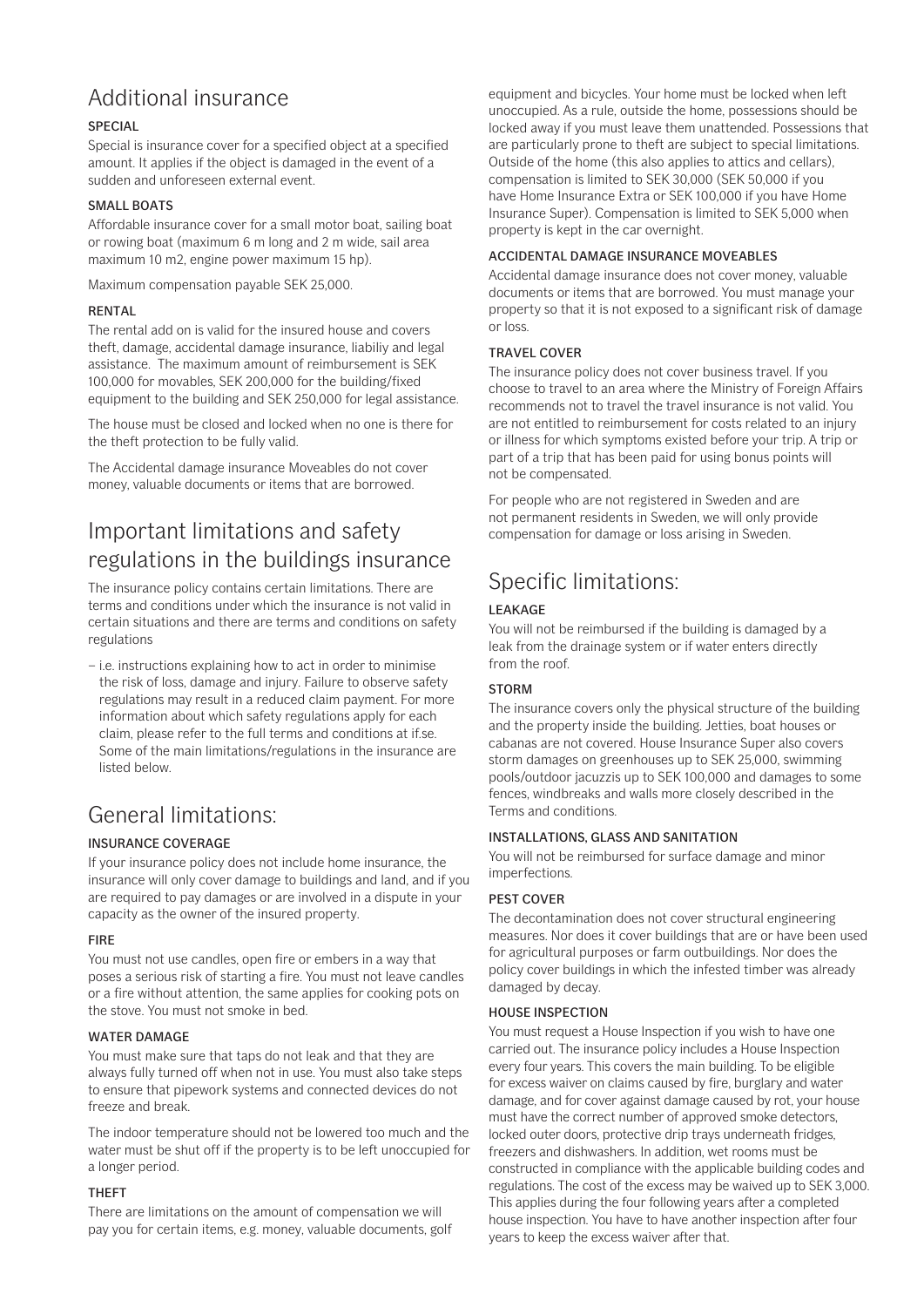## Additional insurance

### SPECIAL

Special is insurance cover for a specified object at a specified amount. It applies if the object is damaged in the event of a sudden and unforeseen external event.

### SMALL BOATS

Affordable insurance cover for a small motor boat, sailing boat or rowing boat (maximum 6 m long and 2 m wide, sail area maximum 10 m2, engine power maximum 15 hp).

Maximum compensation payable SEK 25,000.

### RENTAL

The rental add on is valid for the insured house and covers theft, damage, accidental damage insurance, liabiliy and legal assistance. The maximum amount of reimbursement is SEK 100,000 for movables, SEK 200,000 for the building/fixed equipment to the building and SEK 250,000 for legal assistance.

The house must be closed and locked when no one is there for the theft protection to be fully valid.

The Accidental damage insurance Moveables do not cover money, valuable documents or items that are borrowed.

## Important limitations and safety regulations in the buildings insurance

The insurance policy contains certain limitations. There are terms and conditions under which the insurance is not valid in certain situations and there are terms and conditions on safety regulations

– i.e. instructions explaining how to act in order to minimise the risk of loss, damage and injury. Failure to observe safety regulations may result in a reduced claim payment. For more information about which safety regulations apply for each claim, please refer to the full terms and conditions at if.se. Some of the main limitations/regulations in the insurance are listed below.

## General limitations:

### INSURANCE COVERAGE

If your insurance policy does not include home insurance, the insurance will only cover damage to buildings and land, and if you are required to pay damages or are involved in a dispute in your capacity as the owner of the insured property.

### FIRE

You must not use candles, open fire or embers in a way that poses a serious risk of starting a fire. You must not leave candles or a fire without attention, the same applies for cooking pots on the stove. You must not smoke in bed.

### WATER DAMAGE

You must make sure that taps do not leak and that they are always fully turned off when not in use. You must also take steps to ensure that pipework systems and connected devices do not freeze and break.

The indoor temperature should not be lowered too much and the water must be shut off if the property is to be left unoccupied for a longer period.

### THEFT

There are limitations on the amount of compensation we will pay you for certain items, e.g. money, valuable documents, golf equipment and bicycles. Your home must be locked when left unoccupied. As a rule, outside the home, possessions should be locked away if you must leave them unattended. Possessions that are particularly prone to theft are subject to special limitations. Outside of the home (this also applies to attics and cellars), compensation is limited to SEK 30,000 (SEK 50,000 if you have Home Insurance Extra or SEK 100,000 if you have Home Insurance Super). Compensation is limited to SEK 5,000 when property is kept in the car overnight.

### ACCIDENTAL DAMAGE INSURANCE MOVEABLES

Accidental damage insurance does not cover money, valuable documents or items that are borrowed. You must manage your property so that it is not exposed to a significant risk of damage or loss.

### TRAVEL COVER

The insurance policy does not cover business travel. If you choose to travel to an area where the Ministry of Foreign Affairs recommends not to travel the travel insurance is not valid. You are not entitled to reimbursement for costs related to an injury or illness for which symptoms existed before your trip. A trip or part of a trip that has been paid for using bonus points will not be compensated.

For people who are not registered in Sweden and are not permanent residents in Sweden, we will only provide compensation for damage or loss arising in Sweden.

## Specific limitations:

### LEAKAGE

You will not be reimbursed if the building is damaged by a leak from the drainage system or if water enters directly from the roof.

### STORM

The insurance covers only the physical structure of the building and the property inside the building. Jetties, boat houses or cabanas are not covered. House Insurance Super also covers storm damages on greenhouses up to SEK 25,000, swimming pools/outdoor jacuzzis up to SEK 100,000 and damages to some fences, windbreaks and walls more closely described in the Terms and conditions.

### INSTALLATIONS, GLASS AND SANITATION

You will not be reimbursed for surface damage and minor imperfections.

### PEST COVER

The decontamination does not cover structural engineering measures. Nor does it cover buildings that are or have been used for agricultural purposes or farm outbuildings. Nor does the policy cover buildings in which the infested timber was already damaged by decay.

### HOUSE INSPECTION

You must request a House Inspection if you wish to have one carried out. The insurance policy includes a House Inspection every four years. This covers the main building. To be eligible for excess waiver on claims caused by fire, burglary and water damage, and for cover against damage caused by rot, your house must have the correct number of approved smoke detectors, locked outer doors, protective drip trays underneath fridges, freezers and dishwashers. In addition, wet rooms must be constructed in compliance with the applicable building codes and regulations. The cost of the excess may be waived up to SEK 3,000. This applies during the four following years after a completed house inspection. You have to have another inspection after four years to keep the excess waiver after that.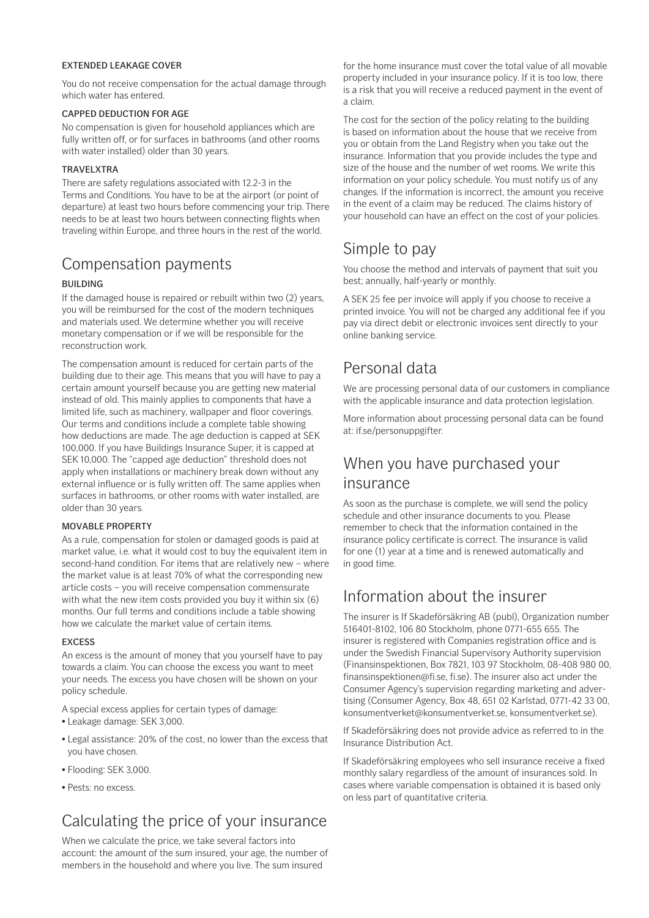### EXTENDED LEAKAGE COVER

You do not receive compensation for the actual damage through which water has entered.

### CAPPED DEDUCTION FOR AGE

No compensation is given for household appliances which are fully written off, or for surfaces in bathrooms (and other rooms with water installed) older than 30 years.

### TRAVELXTRA

There are safety regulations associated with 12.2-3 in the Terms and Conditions. You have to be at the airport (or point of departure) at least two hours before commencing your trip. There needs to be at least two hours between connecting flights when traveling within Europe, and three hours in the rest of the world.

## Compensation payments

### BUILDING

If the damaged house is repaired or rebuilt within two (2) years, you will be reimbursed for the cost of the modern techniques and materials used. We determine whether you will receive monetary compensation or if we will be responsible for the reconstruction work.

The compensation amount is reduced for certain parts of the building due to their age. This means that you will have to pay a certain amount yourself because you are getting new material instead of old. This mainly applies to components that have a limited life, such as machinery, wallpaper and floor coverings. Our terms and conditions include a complete table showing how deductions are made. The age deduction is capped at SEK 100,000. If you have Buildings Insurance Super, it is capped at SEK 10,000. The "capped age deduction" threshold does not apply when installations or machinery break down without any external influence or is fully written off. The same applies when surfaces in bathrooms, or other rooms with water installed, are older than 30 years.

### MOVABLE PROPERTY

As a rule, compensation for stolen or damaged goods is paid at market value, i.e. what it would cost to buy the equivalent item in second-hand condition. For items that are relatively new – where the market value is at least 70% of what the corresponding new article costs – you will receive compensation commensurate with what the new item costs provided you buy it within six (6) months. Our full terms and conditions include a table showing how we calculate the market value of certain items.

### EXCESS

An excess is the amount of money that you yourself have to pay towards a claim. You can choose the excess you want to meet your needs. The excess you have chosen will be shown on your policy schedule.

A special excess applies for certain types of damage:

- Leakage damage: SEK 3,000.
- Legal assistance: 20% of the cost, no lower than the excess that you have chosen.
- Flooding: SEK 3,000.
- Pests: no excess.

## Calculating the price of your insurance

When we calculate the price, we take several factors into account: the amount of the sum insured, your age, the number of members in the household and where you live. The sum insured for the home insurance must cover the total value of all movable property included in your insurance policy. If it is too low, there is a risk that you will receive a reduced payment in the event of a claim.

The cost for the section of the policy relating to the building is based on information about the house that we receive from you or obtain from the Land Registry when you take out the insurance. Information that you provide includes the type and size of the house and the number of wet rooms. We write this information on your policy schedule. You must notify us of any changes. If the information is incorrect, the amount you receive in the event of a claim may be reduced. The claims history of your household can have an effect on the cost of your policies.

## Simple to pay

You choose the method and intervals of payment that suit you best; annually, half-yearly or monthly.

A SEK 25 fee per invoice will apply if you choose to receive a printed invoice. You will not be charged any additional fee if you pay via direct debit or electronic invoices sent directly to your online banking service.

## Personal data

We are processing personal data of our customers in compliance with the applicable insurance and data protection legislation.

More information about processing personal data can be found at: if.se/personuppgifter.

## When you have purchased your insurance

As soon as the purchase is complete, we will send the policy schedule and other insurance documents to you. Please remember to check that the information contained in the insurance policy certificate is correct. The insurance is valid for one (1) year at a time and is renewed automatically and in good time.

## Information about the insurer

The insurer is If Skadeförsäkring AB (publ), Organization number 516401-8102, 106 80 Stockholm, phone 0771-655 655. The insurer is registered with Companies registration office and is under the Swedish Financial Supervisory Authority supervision (Finansinspektionen, Box 7821, 103 97 Stockholm, 08-408 980 00, finansinspektionen@fi.se, fi.se). The insurer also act under the Consumer Agency's supervision regarding marketing and advertising (Consumer Agency, Box 48, 651 02 Karlstad, 0771-42 33 00, konsumentverket@konsumentverket.se, konsumentverket.se).

If Skadeförsäkring does not provide advice as referred to in the Insurance Distribution Act.

If Skadeförsäkring employees who sell insurance receive a fixed monthly salary regardless of the amount of insurances sold. In cases where variable compensation is obtained it is based only on less part of quantitative criteria.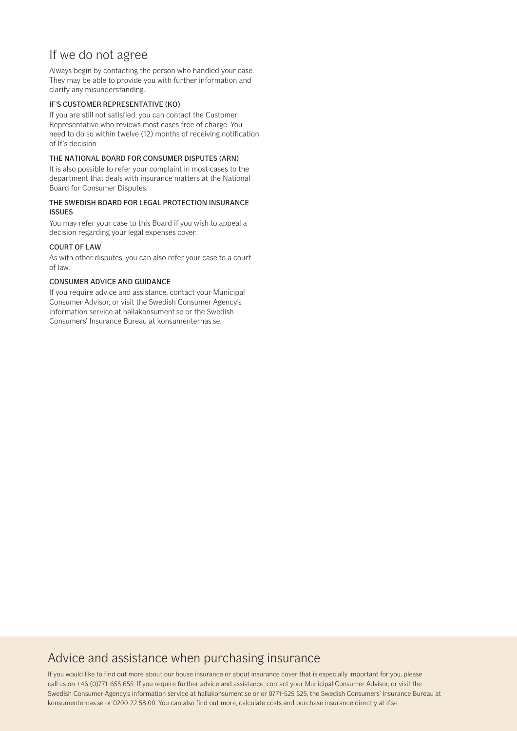## If we do not agree

Always begin by contacting the person who handled your case. They may be able to provide you with further information and clarify any misunderstanding.

**IF'S CUSTOMER REPRESENTATIVE (KO)**

If you are still not satisfied, you can contact the Customer Representative who reviews most cases free of charge. You need to do so within twelve (12) months of receiving notification of If's decision.

**THE NATIONAL BOARD FOR CONSUMER DISPUTES (ARN)**

It is also possible to refer your complaint in most cases to the department that deals with insurance matters at the National Board for Consumer Disputes.

**THE SWEDISH BOARD FOR LEGAL PROTECTION INSURANCE ISSUES**

You may refer your case to this Board if you wish to appeal a decision regarding your legal expenses cover.

**COURT OF LAW**

As with other disputes, you can also refer your case to a court of law.

**CONSUMER ADVICE AND GUIDANCE**

If you require advice and assistance, contact your Municipal Consumer Advisor, or visit the Swedish Consumer Agency's information service at hallakonsument.se or the Swedish Consumers' Insurance Bureau at konsumenternas.se.

## Advice and assistance when purchasing insurance

If you would like to find out more about our house insurance or about insurance cover that is especially important for you, please call us on +46 (0)771-655 655. If you require further advice and assistance, contact your Municipal Consumer Advisor, or visit the Swedish Consumer Agency's information service at hallakonsument.se or or 0771-525 525, the Swedish Consumers' Insurance Bureau at konsumenternas.se or 0200-22 58 00. You can also find out more, calculate costs and purchase insurance directly at if.se.